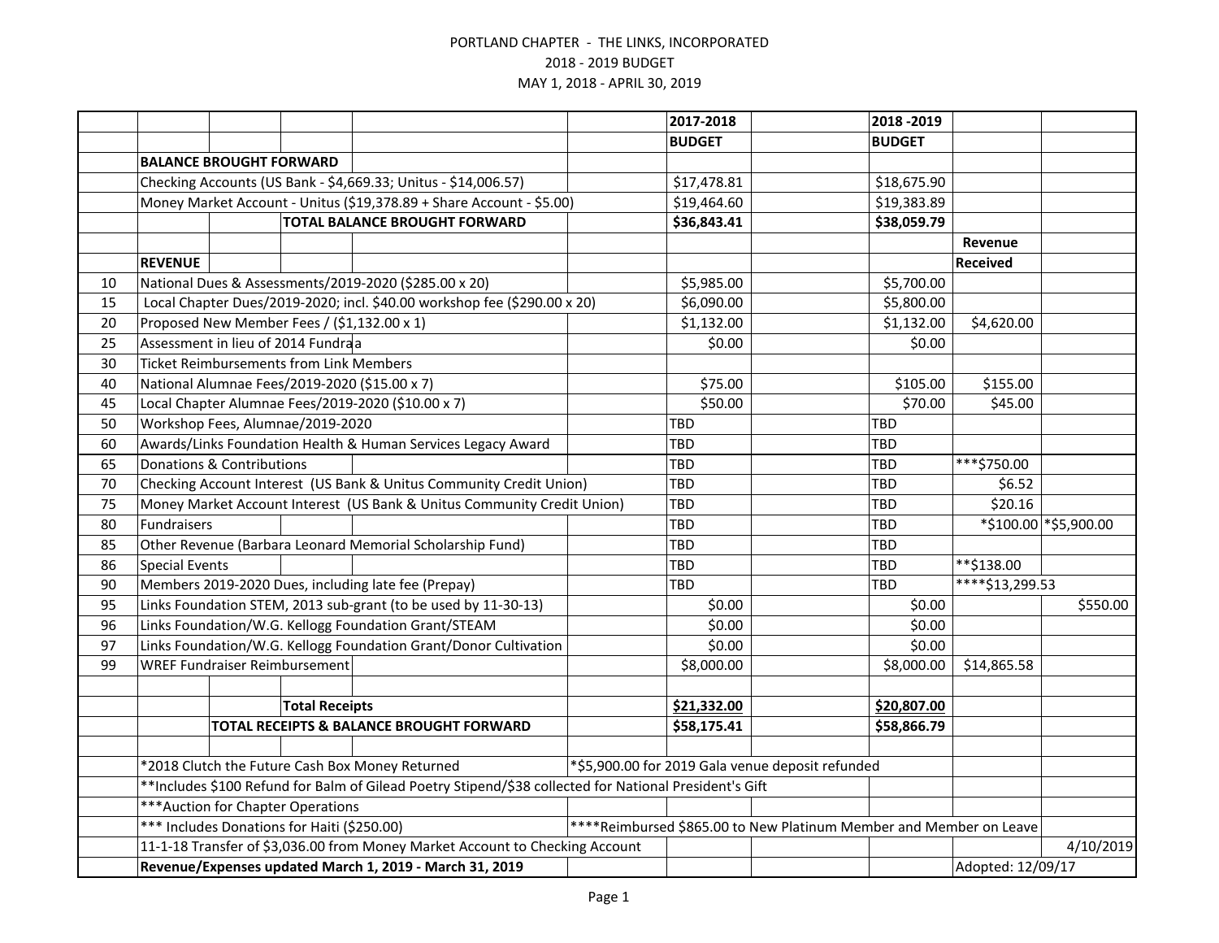PORTLAND CHAPTER - THE LINKS, INCORPORATED
2018 - 2019 BUDGET
MAY 1, 2018 - APRIL 30, 2019

| | | 2017-2018 BUDGET | 2018 -2019 BUDGET | Revenue Received | |
|---|---|---|---|---|---|
| | **BALANCE BROUGHT FORWARD** | | | | |
| | Checking Accounts (US Bank - $4,669.33; Unitus - $14,006.57) | $17,478.81 | $18,675.90 | | |
| | Money Market Account - Unitus ($19,378.89 + Share Account - $5.00) | $19,464.60 | $19,383.89 | | |
| | **TOTAL BALANCE BROUGHT FORWARD** | **$36,843.41** | **$38,059.79** | | |
| | **REVENUE** | | | | |
| 10 | National Dues & Assessments/2019-2020 ($285.00 x 20) | $5,985.00 | $5,700.00 | | |
| 15 | Local Chapter Dues/2019-2020; incl. $40.00 workshop fee ($290.00 x 20) | $6,090.00 | $5,800.00 | | |
| 20 | Proposed New Member Fees / ($1,132.00 x 1) | $1,132.00 | $1,132.00 | $4,620.00 | |
| 25 | Assessment in lieu of 2014 Fundraa | $0.00 | $0.00 | | |
| 30 | Ticket Reimbursements from Link Members | | | | |
| 40 | National Alumnae Fees/2019-2020 ($15.00 x 7) | $75.00 | $105.00 | $155.00 | |
| 45 | Local Chapter Alumnae Fees/2019-2020 ($10.00 x 7) | $50.00 | $70.00 | $45.00 | |
| 50 | Workshop Fees, Alumnae/2019-2020 | TBD | TBD | | |
| 60 | Awards/Links Foundation Health & Human Services Legacy Award | TBD | TBD | | |
| 65 | Donations & Contributions | TBD | TBD | ***$750.00 | |
| 70 | Checking Account Interest (US Bank & Unitus Community Credit Union) | TBD | TBD | $6.52 | |
| 75 | Money Market Account Interest (US Bank & Unitus Community Credit Union) | TBD | TBD | $20.16 | |
| 80 | Fundraisers | TBD | TBD | *$100.00 | *$5,900.00 |
| 85 | Other Revenue (Barbara Leonard Memorial Scholarship Fund) | TBD | TBD | | |
| 86 | Special Events | TBD | TBD | **$138.00 | |
| 90 | Members 2019-2020 Dues, including late fee (Prepay) | TBD | TBD | ****$13,299.53 | |
| 95 | Links Foundation STEM, 2013 sub-grant (to be used by 11-30-13) | $0.00 | $0.00 | | $550.00 |
| 96 | Links Foundation/W.G. Kellogg Foundation Grant/STEAM | $0.00 | $0.00 | | |
| 97 | Links Foundation/W.G. Kellogg Foundation Grant/Donor Cultivation | $0.00 | $0.00 | | |
| 99 | WREF Fundraiser Reimbursement | $8,000.00 | $8,000.00 | $14,865.58 | |
| | | | | | |
| | **Total Receipts** | **$21,332.00** | **$20,807.00** | | |
| | **TOTAL RECEIPTS & BALANCE BROUGHT FORWARD** | **$58,175.41** | **$58,866.79** | | |

*2018 Clutch the Future Cash Box Money Returned

*$5,900.00 for 2019 Gala venue deposit refunded

**Includes $100 Refund for Balm of Gilead Poetry Stipend/$38 collected for National President's Gift

***Auction for Chapter Operations

*** Includes Donations for Haiti ($250.00)

****Reimbursed $865.00 to New Platinum Member and Member on Leave

11-1-18 Transfer of $3,036.00 from Money Market Account to Checking Account — 4/10/2019

**Revenue/Expenses updated March 1, 2019 - March 31, 2019** — Adopted: 12/09/17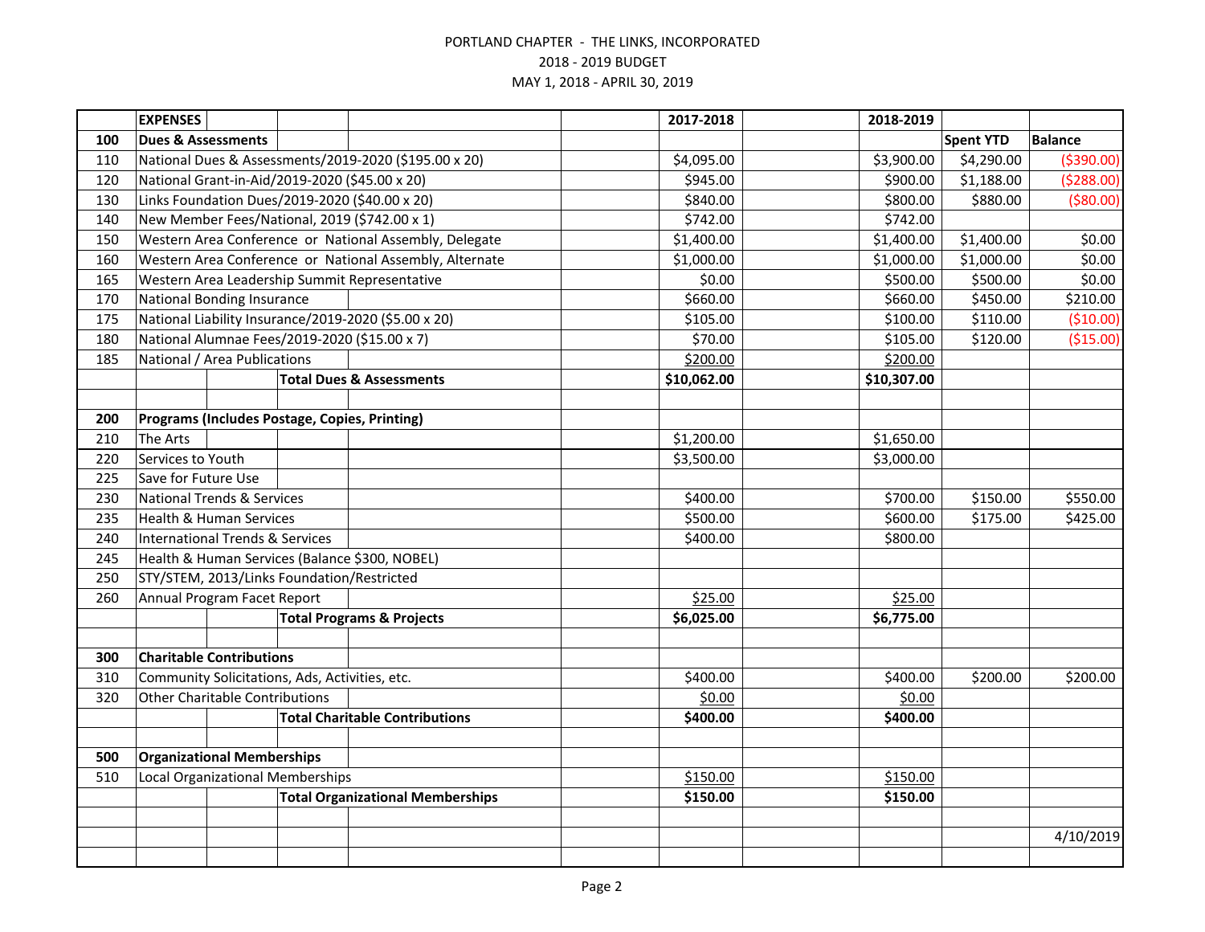PORTLAND CHAPTER - THE LINKS, INCORPORATED

2018 - 2019 BUDGET

MAY 1, 2018 - APRIL 30, 2019

| | EXPENSES | 2017-2018 | 2018-2019 | | |
|---|---|---|---|---|---|
| **100** | **Dues & Assessments** | | | **Spent YTD** | **Balance** |
| 110 | National Dues & Assessments/2019-2020 ($195.00 x 20) | $4,095.00 | $3,900.00 | $4,290.00 | ($390.00) |
| 120 | National Grant-in-Aid/2019-2020 ($45.00 x 20) | $945.00 | $900.00 | $1,188.00 | ($288.00) |
| 130 | Links Foundation Dues/2019-2020 ($40.00 x 20) | $840.00 | $800.00 | $880.00 | ($80.00) |
| 140 | New Member Fees/National, 2019 ($742.00 x 1) | $742.00 | $742.00 | | |
| 150 | Western Area Conference or National Assembly, Delegate | $1,400.00 | $1,400.00 | $1,400.00 | $0.00 |
| 160 | Western Area Conference or National Assembly, Alternate | $1,000.00 | $1,000.00 | $1,000.00 | $0.00 |
| 165 | Western Area Leadership Summit Representative | $0.00 | $500.00 | $500.00 | $0.00 |
| 170 | National Bonding Insurance | $660.00 | $660.00 | $450.00 | $210.00 |
| 175 | National Liability Insurance/2019-2020 ($5.00 x 20) | $105.00 | $100.00 | $110.00 | ($10.00) |
| 180 | National Alumnae Fees/2019-2020 ($15.00 x 7) | $70.00 | $105.00 | $120.00 | ($15.00) |
| 185 | National / Area Publications | $200.00 | $200.00 | | |
| | **Total Dues & Assessments** | **$10,062.00** | **$10,307.00** | | |
| | | | | | |
| **200** | **Programs (Includes Postage, Copies, Printing)** | | | | |
| 210 | The Arts | $1,200.00 | $1,650.00 | | |
| 220 | Services to Youth | $3,500.00 | $3,000.00 | | |
| 225 | Save for Future Use | | | | |
| 230 | National Trends & Services | $400.00 | $700.00 | $150.00 | $550.00 |
| 235 | Health & Human Services | $500.00 | $600.00 | $175.00 | $425.00 |
| 240 | International Trends & Services | $400.00 | $800.00 | | |
| 245 | Health & Human Services (Balance $300, NOBEL) | | | | |
| 250 | STY/STEM, 2013/Links Foundation/Restricted | | | | |
| 260 | Annual Program Facet Report | $25.00 | $25.00 | | |
| | **Total Programs & Projects** | **$6,025.00** | **$6,775.00** | | |
| | | | | | |
| **300** | **Charitable Contributions** | | | | |
| 310 | Community Solicitations, Ads, Activities, etc. | $400.00 | $400.00 | $200.00 | $200.00 |
| 320 | Other Charitable Contributions | $0.00 | $0.00 | | |
| | **Total Charitable Contributions** | **$400.00** | **$400.00** | | |
| | | | | | |
| **500** | **Organizational Memberships** | | | | |
| 510 | Local Organizational Memberships | $150.00 | $150.00 | | |
| | **Total Organizational Memberships** | **$150.00** | **$150.00** | | |
| | | | | | |
| | | | | | 4/10/2019 |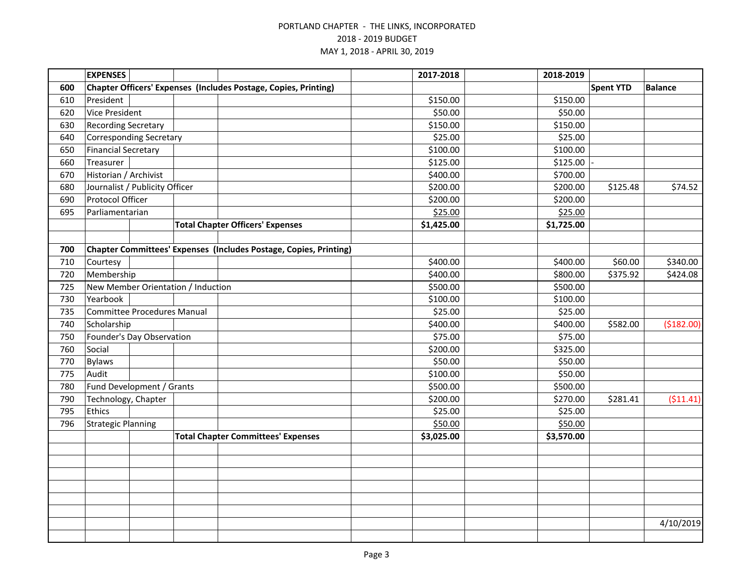PORTLAND CHAPTER - THE LINKS, INCORPORATED

2018 - 2019 BUDGET

MAY 1, 2018 - APRIL 30, 2019

| | EXPENSES | | 2017-2018 | 2018-2019 | | |
|---|---|---|---|---|---|---|
| **600** | **Chapter Officers' Expenses (Includes Postage, Copies, Printing)** | | | | **Spent YTD** | **Balance** |
| 610 | President | | $150.00 | $150.00 | | |
| 620 | Vice President | | $50.00 | $50.00 | | |
| 630 | Recording Secretary | | $150.00 | $150.00 | | |
| 640 | Corresponding Secretary | | $25.00 | $25.00 | | |
| 650 | Financial Secretary | | $100.00 | $100.00 | | |
| 660 | Treasurer | | $125.00 | $125.00 | - | |
| 670 | Historian / Archivist | | $400.00 | $700.00 | | |
| 680 | Journalist / Publicity Officer | | $200.00 | $200.00 | $125.48 | $74.52 |
| 690 | Protocol Officer | | $200.00 | $200.00 | | |
| 695 | Parliamentarian | | $25.00 | $25.00 | | |
| | | **Total Chapter Officers' Expenses** | **$1,425.00** | **$1,725.00** | | |
| | | | | | | |
| **700** | **Chapter Committees' Expenses (Includes Postage, Copies, Printing)** | | | | | |
| 710 | Courtesy | | $400.00 | $400.00 | $60.00 | $340.00 |
| 720 | Membership | | $400.00 | $800.00 | $375.92 | $424.08 |
| 725 | New Member Orientation / Induction | | $500.00 | $500.00 | | |
| 730 | Yearbook | | $100.00 | $100.00 | | |
| 735 | Committee Procedures Manual | | $25.00 | $25.00 | | |
| 740 | Scholarship | | $400.00 | $400.00 | $582.00 | ($182.00) |
| 750 | Founder's Day Observation | | $75.00 | $75.00 | | |
| 760 | Social | | $200.00 | $325.00 | | |
| 770 | Bylaws | | $50.00 | $50.00 | | |
| 775 | Audit | | $100.00 | $50.00 | | |
| 780 | Fund Development / Grants | | $500.00 | $500.00 | | |
| 790 | Technology, Chapter | | $200.00 | $270.00 | $281.41 | ($11.41) |
| 795 | Ethics | | $25.00 | $25.00 | | |
| 796 | Strategic Planning | | $50.00 | $50.00 | | |
| | | **Total Chapter Committees' Expenses** | **$3,025.00** | **$3,570.00** | | |
| | | | | | | 4/10/2019 |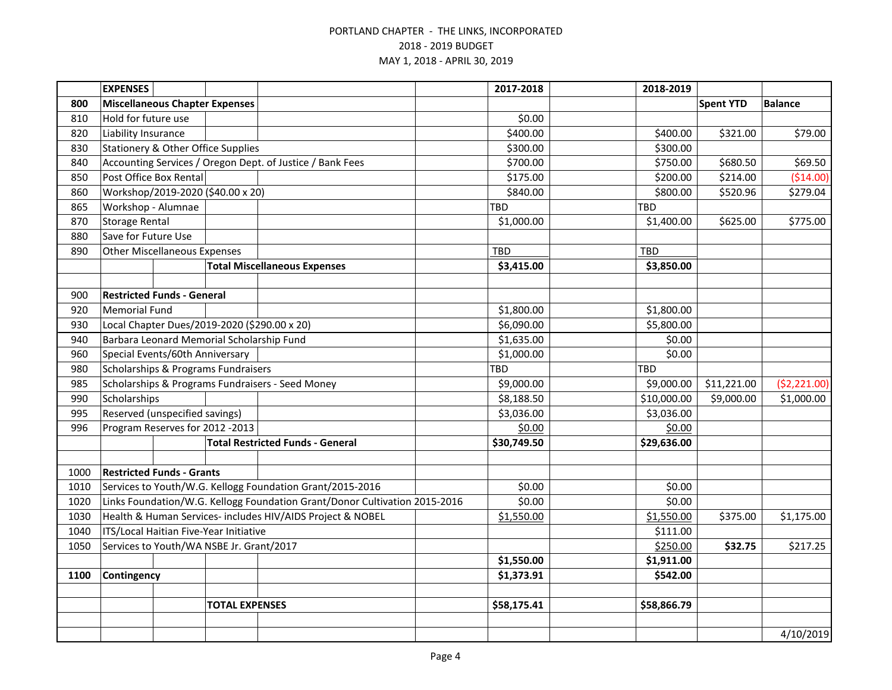PORTLAND CHAPTER - THE LINKS, INCORPORATED
2018 - 2019 BUDGET
MAY 1, 2018 - APRIL 30, 2019

| | EXPENSES | 2017-2018 | 2018-2019 | Spent YTD | Balance |
|---|---|---|---|---|---|
| 800 | **Miscellaneous Chapter Expenses** | | | | |
| 810 | Hold for future use | $0.00 | | | |
| 820 | Liability Insurance | $400.00 | $400.00 | $321.00 | $79.00 |
| 830 | Stationery & Other Office Supplies | $300.00 | $300.00 | | |
| 840 | Accounting Services / Oregon Dept. of Justice / Bank Fees | $700.00 | $750.00 | $680.50 | $69.50 |
| 850 | Post Office Box Rental | $175.00 | $200.00 | $214.00 | ($14.00) |
| 860 | Workshop/2019-2020 ($40.00 x 20) | $840.00 | $800.00 | $520.96 | $279.04 |
| 865 | Workshop - Alumnae | TBD | TBD | | |
| 870 | Storage Rental | $1,000.00 | $1,400.00 | $625.00 | $775.00 |
| 880 | Save for Future Use | | | | |
| 890 | Other Miscellaneous Expenses | TBD | TBD | | |
| | **Total Miscellaneous Expenses** | **$3,415.00** | **$3,850.00** | | |
| | | | | | |
| 900 | **Restricted Funds - General** | | | | |
| 920 | Memorial Fund | $1,800.00 | $1,800.00 | | |
| 930 | Local Chapter Dues/2019-2020 ($290.00 x 20) | $6,090.00 | $5,800.00 | | |
| 940 | Barbara Leonard Memorial Scholarship Fund | $1,635.00 | $0.00 | | |
| 960 | Special Events/60th Anniversary | $1,000.00 | $0.00 | | |
| 980 | Scholarships & Programs Fundraisers | TBD | TBD | | |
| 985 | Scholarships & Programs Fundraisers - Seed Money | $9,000.00 | $9,000.00 | $11,221.00 | ($2,221.00) |
| 990 | Scholarships | $8,188.50 | $10,000.00 | $9,000.00 | $1,000.00 |
| 995 | Reserved (unspecified savings) | $3,036.00 | $3,036.00 | | |
| 996 | Program Reserves for 2012 -2013 | $0.00 | $0.00 | | |
| | **Total Restricted Funds - General** | **$30,749.50** | **$29,636.00** | | |
| | | | | | |
| 1000 | **Restricted Funds - Grants** | | | | |
| 1010 | Services to Youth/W.G. Kellogg Foundation Grant/2015-2016 | $0.00 | $0.00 | | |
| 1020 | Links Foundation/W.G. Kellogg Foundation Grant/Donor Cultivation 2015-2016 | $0.00 | $0.00 | | |
| 1030 | Health & Human Services- includes HIV/AIDS Project & NOBEL | $1,550.00 | $1,550.00 | $375.00 | $1,175.00 |
| 1040 | ITS/Local Haitian Five-Year Initiative | | $111.00 | | |
| 1050 | Services to Youth/WA NSBE Jr. Grant/2017 | | $250.00 | **$32.75** | $217.25 |
| | | **$1,550.00** | **$1,911.00** | | |
| **1100** | **Contingency** | **$1,373.91** | **$542.00** | | |
| | | | | | |
| | **TOTAL EXPENSES** | **$58,175.41** | **$58,866.79** | | |
| | | | | | |
| | | | | | 4/10/2019 |